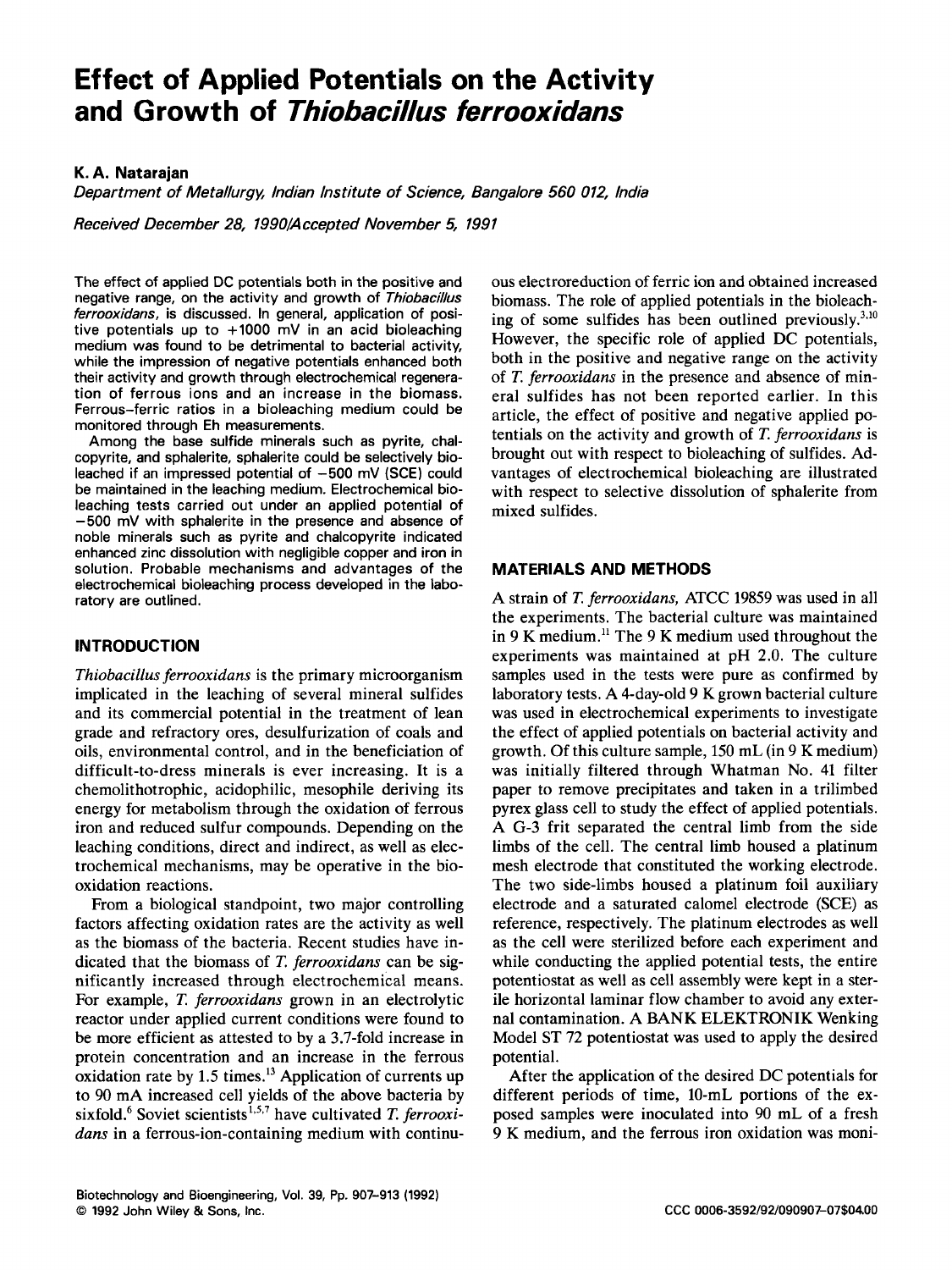# Effect of Applied Potentials on the Activity and Growth of *Thiobacillus ferrooxidans*

**K. A. Natarajan**

*Department of Metallurgy, Indian Institute of Science, Bangalore 560 012, India*

*Received December 28, 1990/Accepted November 5, 1991*

The effect of applied DC potentials both in the positive and negative range, on the activity and growth of *Thiobacillus ferrooxidans*, is discussed. In general, application of positive potentials up to +1000 mV in an acid bioleaching medium was found to be detrimental to bacterial activity, while the impression of negative potentials enhanced both their activity and growth through electrochemical regeneration of ferrous ions and an increase in the biomass. Ferrous–ferric ratios in a bioleaching medium could be monitored through Eh measurements.

Among the base sulfide minerals such as pyrite, chalcopyrite, and sphalerite, sphalerite could be selectively bioleached if an impressed potential of −500 mV (SCE) could be maintained in the leaching medium. Electrochemical bioleaching tests carried out under an applied potential of −500 mV with sphalerite in the presence and absence of noble minerals such as pyrite and chalcopyrite indicated enhanced zinc dissolution with negligible copper and iron in solution. Probable mechanisms and advantages of the electrochemical bioleaching process developed in the laboratory are outlined.

## INTRODUCTION

*Thiobacillus ferrooxidans* is the primary microorganism implicated in the leaching of several mineral sulfides and its commercial potential in the treatment of lean grade and refractory ores, desulfurization of coals and oils, environmental control, and in the beneficiation of difficult-to-dress minerals is ever increasing. It is a chemolithotrophic, acidophilic, mesophile deriving its energy for metabolism through the oxidation of ferrous iron and reduced sulfur compounds. Depending on the leaching conditions, direct and indirect, as well as electrochemical mechanisms, may be operative in the biooxidation reactions.

From a biological standpoint, two major controlling factors affecting oxidation rates are the activity as well as the biomass of the bacteria. Recent studies have indicated that the biomass of *T. ferrooxidans* can be significantly increased through electrochemical means. For example, *T. ferrooxidans* grown in an electrolytic reactor under applied current conditions were found to be more efficient as attested to by a 3.7-fold increase in protein concentration and an increase in the ferrous oxidation rate by 1.5 times.[13] Application of currents up to 90 mA increased cell yields of the above bacteria by sixfold.[6] Soviet scientists[1,5,7] have cultivated *T. ferrooxidans* in a ferrous-ion-containing medium with continuous electroreduction of ferric ion and obtained increased biomass. The role of applied potentials in the bioleaching of some sulfides has been outlined previously.[3,10] However, the specific role of applied DC potentials, both in the positive and negative range on the activity of *T. ferrooxidans* in the presence and absence of mineral sulfides has not been reported earlier. In this article, the effect of positive and negative applied potentials on the activity and growth of *T. ferrooxidans* is brought out with respect to bioleaching of sulfides. Advantages of electrochemical bioleaching are illustrated with respect to selective dissolution of sphalerite from mixed sulfides.

## MATERIALS AND METHODS

A strain of *T. ferrooxidans*, ATCC 19859 was used in all the experiments. The bacterial culture was maintained in 9 K medium.[11] The 9 K medium used throughout the experiments was maintained at pH 2.0. The culture samples used in the tests were pure as confirmed by laboratory tests. A 4-day-old 9 K grown bacterial culture was used in electrochemical experiments to investigate the effect of applied potentials on bacterial activity and growth. Of this culture sample, 150 mL (in 9 K medium) was initially filtered through Whatman No. 41 filter paper to remove precipitates and taken in a trilimbed pyrex glass cell to study the effect of applied potentials. A G-3 frit separated the central limb from the side limbs of the cell. The central limb housed a platinum mesh electrode that constituted the working electrode. The two side-limbs housed a platinum foil auxiliary electrode and a saturated calomel electrode (SCE) as reference, respectively. The platinum electrodes as well as the cell were sterilized before each experiment and while conducting the applied potential tests, the entire potentiostat as well as cell assembly were kept in a sterile horizontal laminar flow chamber to avoid any external contamination. A BANK ELEKTRONIK Wenking Model ST 72 potentiostat was used to apply the desired potential.

After the application of the desired DC potentials for different periods of time, 10-mL portions of the exposed samples were inoculated into 90 mL of a fresh 9 K medium, and the ferrous iron oxidation was moni-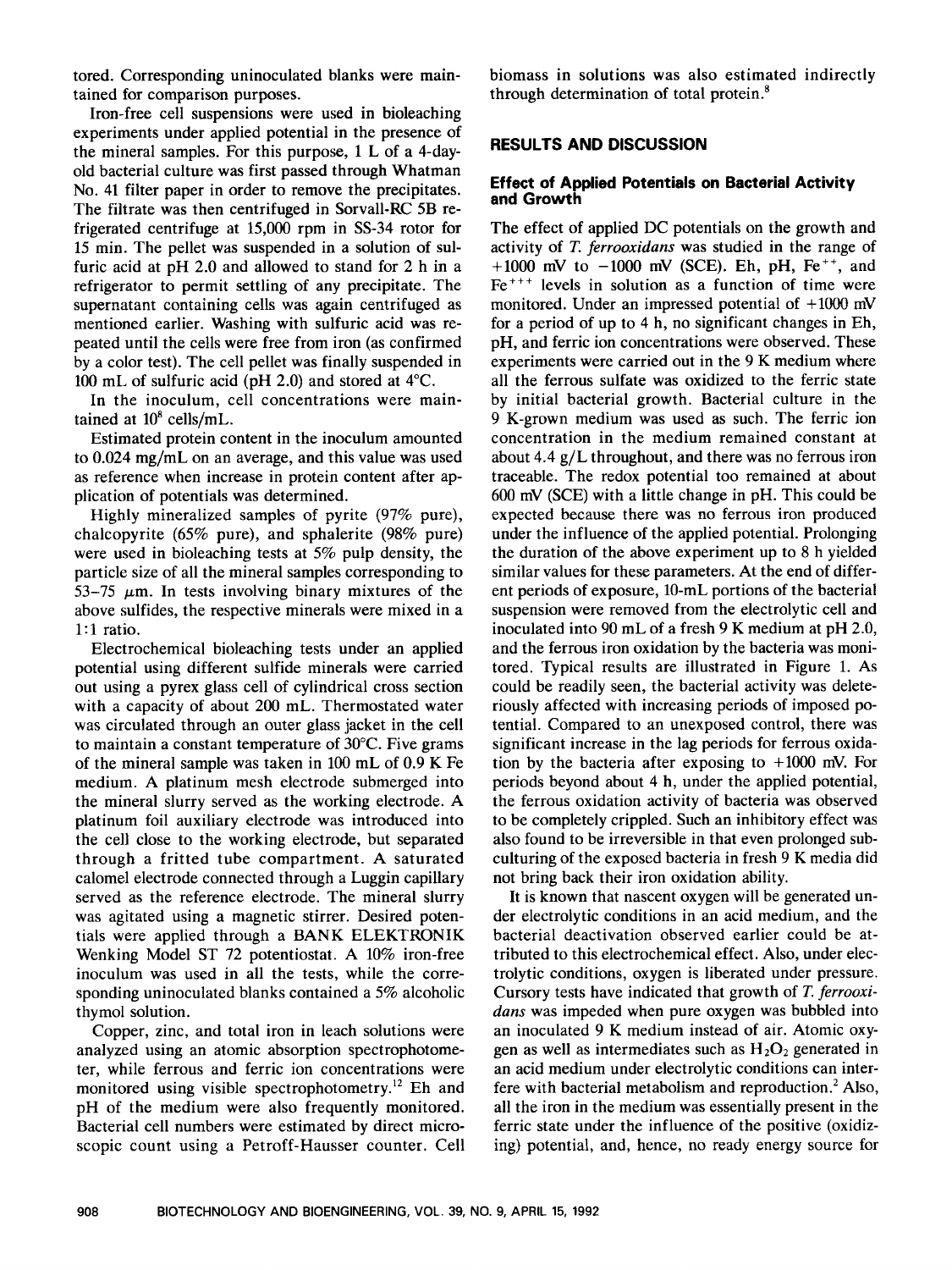tored. Corresponding uninoculated blanks were maintained for comparison purposes.

Iron-free cell suspensions were used in bioleaching experiments under applied potential in the presence of the mineral samples. For this purpose, 1 L of a 4-day-old bacterial culture was first passed through Whatman No. 41 filter paper in order to remove the precipitates. The filtrate was then centrifuged in Sorvall-RC 5B refrigerated centrifuge at 15,000 rpm in SS-34 rotor for 15 min. The pellet was suspended in a solution of sulfuric acid at pH 2.0 and allowed to stand for 2 h in a refrigerator to permit settling of any precipitate. The supernatant containing cells was again centrifuged as mentioned earlier. Washing with sulfuric acid was repeated until the cells were free from iron (as confirmed by a color test). The cell pellet was finally suspended in 100 mL of sulfuric acid (pH 2.0) and stored at 4°C.

In the inoculum, cell concentrations were maintained at $10^8$ cells/mL.

Estimated protein content in the inoculum amounted to 0.024 mg/mL on an average, and this value was used as reference when increase in protein content after application of potentials was determined.

Highly mineralized samples of pyrite (97% pure), chalcopyrite (65% pure), and sphalerite (98% pure) were used in bioleaching tests at 5% pulp density, the particle size of all the mineral samples corresponding to 53–75 $\mu$m. In tests involving binary mixtures of the above sulfides, the respective minerals were mixed in a 1:1 ratio.

Electrochemical bioleaching tests under an applied potential using different sulfide minerals were carried out using a pyrex glass cell of cylindrical cross section with a capacity of about 200 mL. Thermostated water was circulated through an outer glass jacket in the cell to maintain a constant temperature of 30°C. Five grams of the mineral sample was taken in 100 mL of 0.9 K Fe medium. A platinum mesh electrode submerged into the mineral slurry served as the working electrode. A platinum foil auxiliary electrode was introduced into the cell close to the working electrode, but separated through a fritted tube compartment. A saturated calomel electrode connected through a Luggin capillary served as the reference electrode. The mineral slurry was agitated using a magnetic stirrer. Desired potentials were applied through a BANK ELEKTRONIK Wenking Model ST 72 potentiostat. A 10% iron-free inoculum was used in all the tests, while the corresponding uninoculated blanks contained a 5% alcoholic thymol solution.

Copper, zinc, and total iron in leach solutions were analyzed using an atomic absorption spectrophotometer, while ferrous and ferric ion concentrations were monitored using visible spectrophotometry.[12] Eh and pH of the medium were also frequently monitored. Bacterial cell numbers were estimated by direct microscopic count using a Petroff-Hausser counter. Cell biomass in solutions was also estimated indirectly through determination of total protein.[8]

## RESULTS AND DISCUSSION

### Effect of Applied Potentials on Bacterial Activity and Growth

The effect of applied DC potentials on the growth and activity of *T. ferrooxidans* was studied in the range of +1000 mV to −1000 mV (SCE). Eh, pH, $Fe^{++}$, and $Fe^{+++}$ levels in solution as a function of time were monitored. Under an impressed potential of +1000 mV for a period of up to 4 h, no significant changes in Eh, pH, and ferric ion concentrations were observed. These experiments were carried out in the 9 K medium where all the ferrous sulfate was oxidized to the ferric state by initial bacterial growth. Bacterial culture in the 9 K-grown medium was used as such. The ferric ion concentration in the medium remained constant at about 4.4 g/L throughout, and there was no ferrous iron traceable. The redox potential too remained at about 600 mV (SCE) with a little change in pH. This could be expected because there was no ferrous iron produced under the influence of the applied potential. Prolonging the duration of the above experiment up to 8 h yielded similar values for these parameters. At the end of different periods of exposure, 10-mL portions of the bacterial suspension were removed from the electrolytic cell and inoculated into 90 mL of a fresh 9 K medium at pH 2.0, and the ferrous iron oxidation by the bacteria was monitored. Typical results are illustrated in Figure 1. As could be readily seen, the bacterial activity was deleteriously affected with increasing periods of imposed potential. Compared to an unexposed control, there was significant increase in the lag periods for ferrous oxidation by the bacteria after exposing to +1000 mV. For periods beyond about 4 h, under the applied potential, the ferrous oxidation activity of bacteria was observed to be completely crippled. Such an inhibitory effect was also found to be irreversible in that even prolonged subculturing of the exposed bacteria in fresh 9 K media did not bring back their iron oxidation ability.

It is known that nascent oxygen will be generated under electrolytic conditions in an acid medium, and the bacterial deactivation observed earlier could be attributed to this electrochemical effect. Also, under electrolytic conditions, oxygen is liberated under pressure. Cursory tests have indicated that growth of *T. ferrooxidans* was impeded when pure oxygen was bubbled into an inoculated 9 K medium instead of air. Atomic oxygen as well as intermediates such as $H_2O_2$ generated in an acid medium under electrolytic conditions can interfere with bacterial metabolism and reproduction.[2] Also, all the iron in the medium was essentially present in the ferric state under the influence of the positive (oxidizing) potential, and, hence, no ready energy source for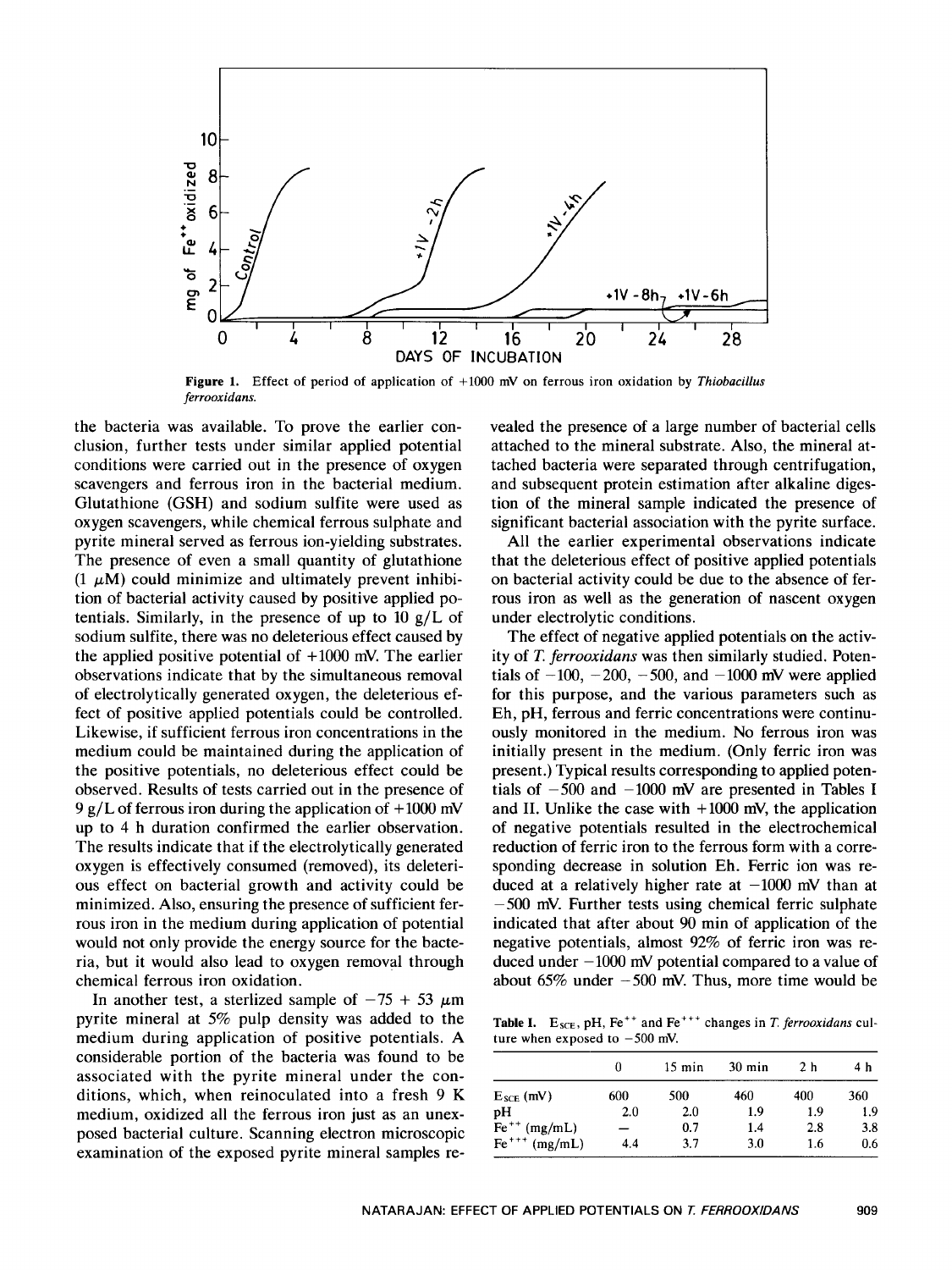10
8
6
4
2
0
mg of $Fe^{++}$ oxidized
0 4 8 12 16 20 24 28
DAYS OF INCUBATION
Control
+1V -2h
+1V -4h
+1V - 8h
+1V - 6h

**Figure 1.** Effect of period of application of +1000 mV on ferrous iron oxidation by *Thiobacillus ferrooxidans.*

the bacteria was available. To prove the earlier conclusion, further tests under similar applied potential conditions were carried out in the presence of oxygen scavengers and ferrous iron in the bacterial medium. Glutathione (GSH) and sodium sulfite were used as oxygen scavengers, while chemical ferrous sulphate and pyrite mineral served as ferrous ion-yielding substrates. The presence of even a small quantity of glutathione (1 $\mu$M) could minimize and ultimately prevent inhibition of bacterial activity caused by positive applied potentials. Similarly, in the presence of up to 10 g/L of sodium sulfite, there was no deleterious effect caused by the applied positive potential of +1000 mV. The earlier observations indicate that by the simultaneous removal of electrolytically generated oxygen, the deleterious effect of positive applied potentials could be controlled. Likewise, if sufficient ferrous iron concentrations in the medium could be maintained during the application of the positive potentials, no deleterious effect could be observed. Results of tests carried out in the presence of 9 g/L of ferrous iron during the application of +1000 mV up to 4 h duration confirmed the earlier observation. The results indicate that if the electrolytically generated oxygen is effectively consumed (removed), its deleterious effect on bacterial growth and activity could be minimized. Also, ensuring the presence of sufficient ferrous iron in the medium during application of potential would not only provide the energy source for the bacteria, but it would also lead to oxygen removal through chemical ferrous iron oxidation.

In another test, a sterlized sample of $-75 + 53$ $\mu$m pyrite mineral at 5% pulp density was added to the medium during application of positive potentials. A considerable portion of the bacteria was found to be associated with the pyrite mineral under the conditions, which, when reinoculated into a fresh 9 K medium, oxidized all the ferrous iron just as an unexposed bacterial culture. Scanning electron microscopic examination of the exposed pyrite mineral samples revealed the presence of a large number of bacterial cells attached to the mineral substrate. Also, the mineral attached bacteria were separated through centrifugation, and subsequent protein estimation after alkaline digestion of the mineral sample indicated the presence of significant bacterial association with the pyrite surface.

All the earlier experimental observations indicate that the deleterious effect of positive applied potentials on bacterial activity could be due to the absence of ferrous iron as well as the generation of nascent oxygen under electrolytic conditions.

The effect of negative applied potentials on the activity of *T. ferrooxidans* was then similarly studied. Potentials of −100, −200, −500, and −1000 mV were applied for this purpose, and the various parameters such as Eh, pH, ferrous and ferric concentrations were continuously monitored in the medium. No ferrous iron was initially present in the medium. (Only ferric iron was present.) Typical results corresponding to applied potentials of −500 and −1000 mV are presented in Tables I and II. Unlike the case with +1000 mV, the application of negative potentials resulted in the electrochemical reduction of ferric iron to the ferrous form with a corresponding decrease in solution Eh. Ferric ion was reduced at a relatively higher rate at −1000 mV than at −500 mV. Further tests using chemical ferric sulphate indicated that after about 90 min of application of the negative potentials, almost 92% of ferric iron was reduced under −1000 mV potential compared to a value of about 65% under −500 mV. Thus, more time would be

**Table I.** $E_{SCE}$, pH, $Fe^{++}$ and $Fe^{+++}$ changes in *T. ferrooxidans* culture when exposed to −500 mV.

| | 0 | 15 min | 30 min | 2 h | 4 h |
|---|---|---|---|---|---|
| $E_{SCE}$ (mV) | 600 | 500 | 460 | 400 | 360 |
| pH | 2.0 | 2.0 | 1.9 | 1.9 | 1.9 |
| $Fe^{++}$ (mg/mL) | — | 0.7 | 1.4 | 2.8 | 3.8 |
| $Fe^{+++}$ (mg/mL) | 4.4 | 3.7 | 3.0 | 1.6 | 0.6 |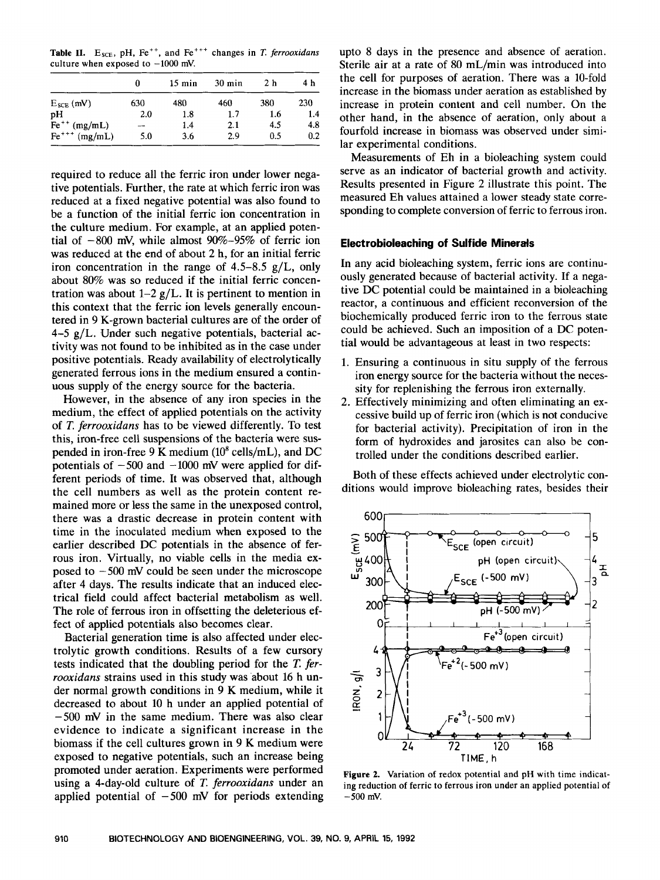**Table II.** $E_{SCE}$, pH, $Fe^{++}$, and $Fe^{+++}$ changes in *T. ferrooxidans* culture when exposed to −1000 mV.

| | 0 | 15 min | 30 min | 2 h | 4 h |
|---|---|---|---|---|---|
| $E_{SCE}$ (mV) | 630 | 480 | 460 | 380 | 230 |
| pH | 2.0 | 1.8 | 1.7 | 1.6 | 1.4 |
| $Fe^{++}$ (mg/mL) | — | 1.4 | 2.1 | 4.5 | 4.8 |
| $Fe^{+++}$ (mg/mL) | 5.0 | 3.6 | 2.9 | 0.5 | 0.2 |

required to reduce all the ferric iron under lower negative potentials. Further, the rate at which ferric iron was reduced at a fixed negative potential was also found to be a function of the initial ferric ion concentration in the culture medium. For example, at an applied potential of −800 mV, while almost 90%–95% of ferric ion was reduced at the end of about 2 h, for an initial ferric iron concentration in the range of 4.5–8.5 g/L, only about 80% was so reduced if the initial ferric concentration was about 1–2 g/L. It is pertinent to mention in this context that the ferric ion levels generally encountered in 9 K-grown bacterial cultures are of the order of 4–5 g/L. Under such negative potentials, bacterial activity was not found to be inhibited as in the case under positive potentials. Ready availability of electrolytically generated ferrous ions in the medium ensured a continuous supply of the energy source for the bacteria.

However, in the absence of any iron species in the medium, the effect of applied potentials on the activity of *T. ferrooxidans* has to be viewed differently. To test this, iron-free cell suspensions of the bacteria were suspended in iron-free 9 K medium ($10^8$ cells/mL), and DC potentials of −500 and −1000 mV were applied for different periods of time. It was observed that, although the cell numbers as well as the protein content remained more or less the same in the unexposed control, there was a drastic decrease in protein content with time in the inoculated medium when exposed to the earlier described DC potentials in the absence of ferrous iron. Virtually, no viable cells in the media exposed to −500 mV could be seen under the microscope after 4 days. The results indicate that an induced electrical field could affect bacterial metabolism as well. The role of ferrous iron in offsetting the deleterious effect of applied potentials also becomes clear.

Bacterial generation time is also affected under electrolytic growth conditions. Results of a few cursory tests indicated that the doubling period for the *T. ferrooxidans* strains used in this study was about 16 h under normal growth conditions in 9 K medium, while it decreased to about 10 h under an applied potential of −500 mV in the same medium. There was also clear evidence to indicate a significant increase in the biomass if the cell cultures grown in 9 K medium were exposed to negative potentials, such an increase being promoted under aeration. Experiments were performed using a 4-day-old culture of *T. ferrooxidans* under an applied potential of −500 mV for periods extending upto 8 days in the presence and absence of aeration. Sterile air at a rate of 80 mL/min was introduced into the cell for purposes of aeration. There was a 10-fold increase in the biomass under aeration as established by increase in protein content and cell number. On the other hand, in the absence of aeration, only about a fourfold increase in biomass was observed under similar experimental conditions.

Measurements of Eh in a bioleaching system could serve as an indicator of bacterial growth and activity. Results presented in Figure 2 illustrate this point. The measured Eh values attained a lower steady state corresponding to complete conversion of ferric to ferrous iron.

## Electrobioleaching of Sulfide Minerals

In any acid bioleaching system, ferric ions are continuously generated because of bacterial activity. If a negative DC potential could be maintained in a bioleaching reactor, a continuous and efficient reconversion of the biochemically produced ferric iron to the ferrous state could be achieved. Such an imposition of a DC potential would be advantageous at least in two respects:

1. Ensuring a continuous in situ supply of the ferrous iron energy source for the bacteria without the necessity for replenishing the ferrous iron externally.
2. Effectively minimizing and often eliminating an excessive build up of ferric iron (which is not conducive for bacterial activity). Precipitation of iron in the form of hydroxides and jarosites can also be controlled under the conditions described earlier.

Both of these effects achieved under electrolytic conditions would improve bioleaching rates, besides their

$E_{SCE}$ (mV)
600
500
400
300
200
0
pH
5
4
3
2
$E_{SCE}$ (open circuit)
pH (open circuit)
$E_{SCE}$ (-500 mV)
pH (-500 mV)
IRON, g/l
4
3
2
1
0
$Fe^{+3}$ (open circuit)
$Fe^{+2}$ (-500 mV)
$Fe^{+3}$ (-500 mV)
24
72
120
168
TIME, h

**Figure 2.** Variation of redox potential and pH with time indicating reduction of ferric to ferrous iron under an applied potential of −500 mV.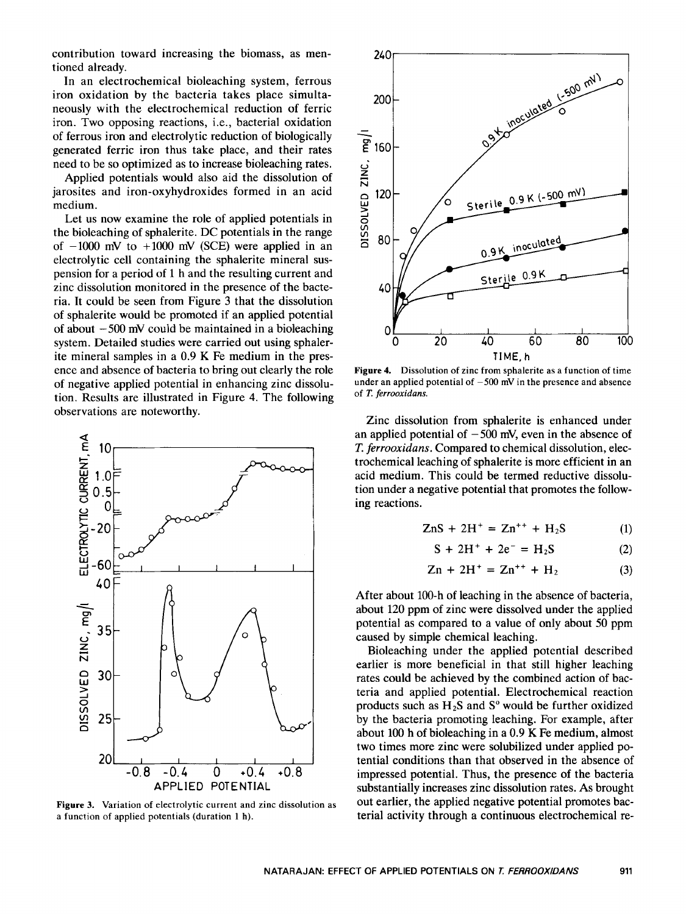contribution toward increasing the biomass, as mentioned already.

In an electrochemical bioleaching system, ferrous iron oxidation by the bacteria takes place simultaneously with the electrochemical reduction of ferric iron. Two opposing reactions, i.e., bacterial oxidation of ferrous iron and electrolytic reduction of biologically generated ferric iron thus take place, and their rates need to be so optimized as to increase bioleaching rates.

Applied potentials would also aid the dissolution of jarosites and iron-oxyhydroxides formed in an acid medium.

Let us now examine the role of applied potentials in the bioleaching of sphalerite. DC potentials in the range of −1000 mV to +1000 mV (SCE) were applied in an electrolytic cell containing the sphalerite mineral suspension for a period of 1 h and the resulting current and zinc dissolution monitored in the presence of the bacteria. It could be seen from Figure 3 that the dissolution of sphalerite would be promoted if an applied potential of about −500 mV could be maintained in a bioleaching system. Detailed studies were carried out using sphalerite mineral samples in a 0.9 K Fe medium in the presence and absence of bacteria to bring out clearly the role of negative applied potential in enhancing zinc dissolution. Results are illustrated in Figure 4. The following observations are noteworthy.

ELECTROLYTIC CURRENT, mA
10
1.0
0.5
0
-20
-60
DISSOLVED ZINC, mg/l
40
35
30
25
20
-0.8 -0.4 0 +0.4 +0.8
APPLIED POTENTIAL

**Figure 3.** Variation of electrolytic current and zinc dissolution as a function of applied potentials (duration 1 h).

DISSOLVED ZINC, mg/l
240
200
160
120
80
40
0
0 20 40 60 80 100
TIME, h
0.9 K inoculated (-500 mV)
Sterile 0.9 K (-500 mV)
0.9 K inoculated
Sterile 0.9 K

**Figure 4.** Dissolution of zinc from sphalerite as a function of time under an applied potential of −500 mV in the presence and absence of *T. ferrooxidans*.

Zinc dissolution from sphalerite is enhanced under an applied potential of −500 mV, even in the absence of *T. ferrooxidans*. Compared to chemical dissolution, electrochemical leaching of sphalerite is more efficient in an acid medium. This could be termed reductive dissolution under a negative potential that promotes the following reactions.

$$ZnS + 2H^+ = Zn^{++} + H_2S \quad (1)$$

$$S + 2H^+ + 2e^- = H_2S \quad (2)$$

$$Zn + 2H^+ = Zn^{++} + H_2 \quad (3)$$

After about 100-h of leaching in the absence of bacteria, about 120 ppm of zinc were dissolved under the applied potential as compared to a value of only about 50 ppm caused by simple chemical leaching.

Bioleaching under the applied potential described earlier is more beneficial in that still higher leaching rates could be achieved by the combined action of bacteria and applied potential. Electrochemical reaction products such as $H_2S$ and $S^o$ would be further oxidized by the bacteria promoting leaching. For example, after about 100 h of bioleaching in a 0.9 K Fe medium, almost two times more zinc were solubilized under applied potential conditions than that observed in the absence of impressed potential. Thus, the presence of the bacteria substantially increases zinc dissolution rates. As brought out earlier, the applied negative potential promotes bacterial activity through a continuous electrochemical re-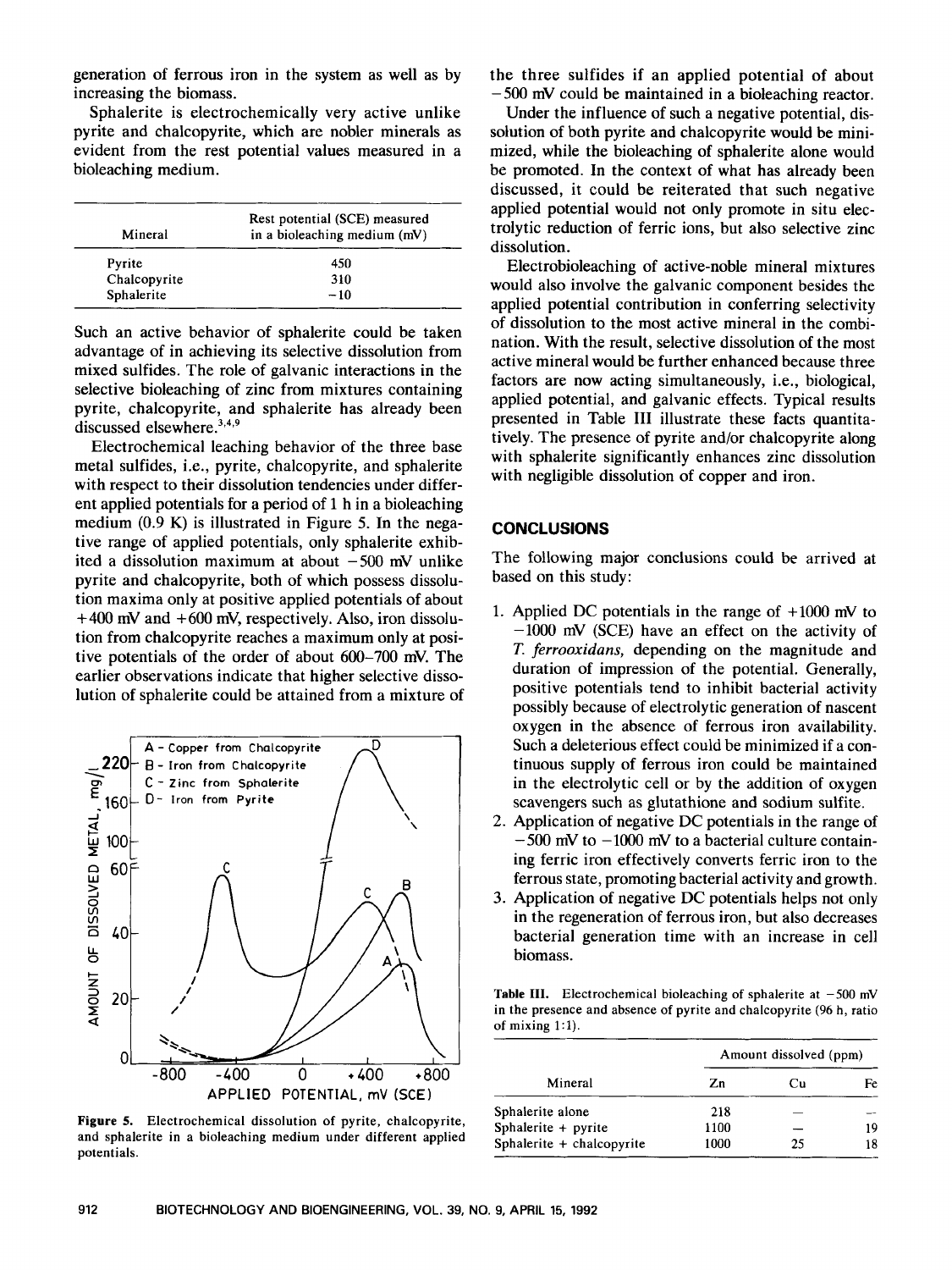generation of ferrous iron in the system as well as by increasing the biomass.

Sphalerite is electrochemically very active unlike pyrite and chalcopyrite, which are nobler minerals as evident from the rest potential values measured in a bioleaching medium.

| Mineral | Rest potential (SCE) measured in a bioleaching medium (mV) |
|---|---|
| Pyrite | 450 |
| Chalcopyrite | 310 |
| Sphalerite | −10 |

Such an active behavior of sphalerite could be taken advantage of in achieving its selective dissolution from mixed sulfides. The role of galvanic interactions in the selective bioleaching of zinc from mixtures containing pyrite, chalcopyrite, and sphalerite has already been discussed elsewhere.[3,4,9]

Electrochemical leaching behavior of the three base metal sulfides, i.e., pyrite, chalcopyrite, and sphalerite with respect to their dissolution tendencies under different applied potentials for a period of 1 h in a bioleaching medium (0.9 K) is illustrated in Figure 5. In the negative range of applied potentials, only sphalerite exhibited a dissolution maximum at about −500 mV unlike pyrite and chalcopyrite, both of which possess dissolution maxima only at positive applied potentials of about +400 mV and +600 mV, respectively. Also, iron dissolution from chalcopyrite reaches a maximum only at positive potentials of the order of about 600–700 mV. The earlier observations indicate that higher selective dissolution of sphalerite could be attained from a mixture of the three sulfides if an applied potential of about −500 mV could be maintained in a bioleaching reactor.

A - Copper from Chalcopyrite
B - Iron from Chalcopyrite
C - Zinc from Sphalerite
D - Iron from Pyrite

AMOUNT OF DISSOLVED METAL, mg/L

220, 160, 100, 60, 40, 20, 0

APPLIED POTENTIAL, mV (SCE)

-800, -400, 0, +400, +800

**Figure 5.** Electrochemical dissolution of pyrite, chalcopyrite, and sphalerite in a bioleaching medium under different applied potentials.

Under the influence of such a negative potential, dissolution of both pyrite and chalcopyrite would be minimized, while the bioleaching of sphalerite alone would be promoted. In the context of what has already been discussed, it could be reiterated that such negative applied potential would not only promote in situ electrolytic reduction of ferric ions, but also selective zinc dissolution.

Electrobioleaching of active-noble mineral mixtures would also involve the galvanic component besides the applied potential contribution in conferring selectivity of dissolution to the most active mineral in the combination. With the result, selective dissolution of the most active mineral would be further enhanced because three factors are now acting simultaneously, i.e., biological, applied potential, and galvanic effects. Typical results presented in Table III illustrate these facts quantitatively. The presence of pyrite and/or chalcopyrite along with sphalerite significantly enhances zinc dissolution with negligible dissolution of copper and iron.

## CONCLUSIONS

The following major conclusions could be arrived at based on this study:

1. Applied DC potentials in the range of +1000 mV to −1000 mV (SCE) have an effect on the activity of *T. ferrooxidans*, depending on the magnitude and duration of impression of the potential. Generally, positive potentials tend to inhibit bacterial activity possibly because of electrolytic generation of nascent oxygen in the absence of ferrous iron availability. Such a deleterious effect could be minimized if a continuous supply of ferrous iron could be maintained in the electrolytic cell or by the addition of oxygen scavengers such as glutathione and sodium sulfite.
2. Application of negative DC potentials in the range of −500 mV to −1000 mV to a bacterial culture containing ferric iron effectively converts ferric iron to the ferrous state, promoting bacterial activity and growth.
3. Application of negative DC potentials helps not only in the regeneration of ferrous iron, but also decreases bacterial generation time with an increase in cell biomass.

**Table III.** Electrochemical bioleaching of sphalerite at −500 mV in the presence and absence of pyrite and chalcopyrite (96 h, ratio of mixing 1:1).

| Mineral | Amount dissolved (ppm) | | |
|---|---|---|---|
| | Zn | Cu | Fe |
| Sphalerite alone | 218 | — | — |
| Sphalerite + pyrite | 1100 | — | 19 |
| Sphalerite + chalcopyrite | 1000 | 25 | 18 |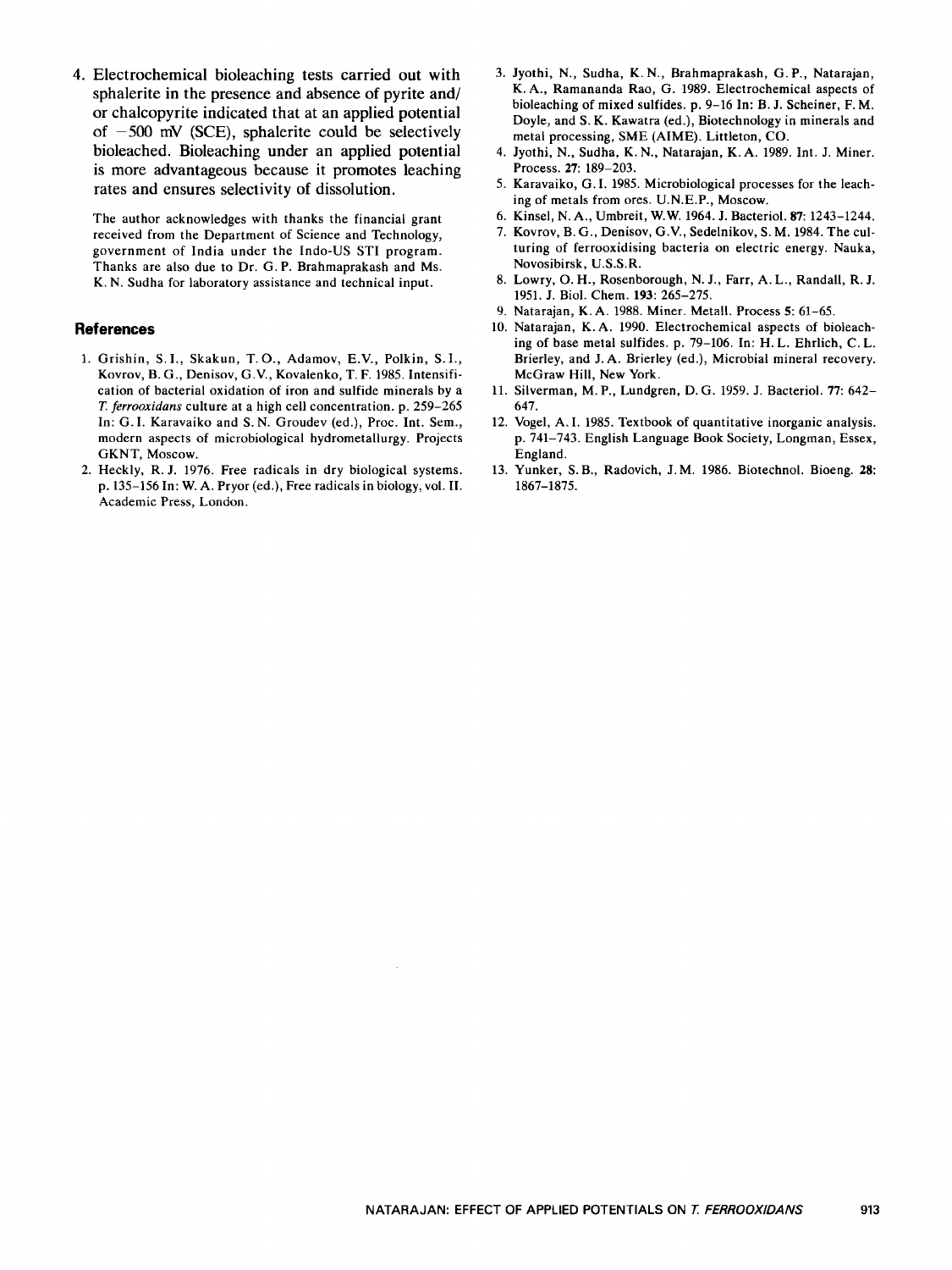4. Electrochemical bioleaching tests carried out with sphalerite in the presence and absence of pyrite and/or chalcopyrite indicated that at an applied potential of −500 mV (SCE), sphalerite could be selectively bioleached. Bioleaching under an applied potential is more advantageous because it promotes leaching rates and ensures selectivity of dissolution.

The author acknowledges with thanks the financial grant received from the Department of Science and Technology, government of India under the Indo-US STI program. Thanks are also due to Dr. G. P. Brahmaprakash and Ms. K. N. Sudha for laboratory assistance and technical input.

## References

1. Grishin, S. I., Skakun, T. O., Adamov, E.V., Polkin, S. I., Kovrov, B. G., Denisov, G.V., Kovalenko, T. F. 1985. Intensification of bacterial oxidation of iron and sulfide minerals by a *T. ferrooxidans* culture at a high cell concentration. p. 259–265 In: G. I. Karavaiko and S. N. Groudev (ed.), Proc. Int. Sem., modern aspects of microbiological hydrometallurgy. Projects GKNT, Moscow.
2. Heckly, R. J. 1976. Free radicals in dry biological systems. p. 135–156 In: W. A. Pryor (ed.), Free radicals in biology, vol. II. Academic Press, London.
3. Jyothi, N., Sudha, K. N., Brahmaprakash, G. P., Natarajan, K. A., Ramananda Rao, G. 1989. Electrochemical aspects of bioleaching of mixed sulfides. p. 9–16 In: B. J. Scheiner, F. M. Doyle, and S. K. Kawatra (ed.), Biotechnology in minerals and metal processing, SME (AIME). Littleton, CO.
4. Jyothi, N., Sudha, K. N., Natarajan, K. A. 1989. Int. J. Miner. Process. **27**: 189–203.
5. Karavaiko, G. I. 1985. Microbiological processes for the leaching of metals from ores. U.N.E.P., Moscow.
6. Kinsel, N. A., Umbreit, W.W. 1964. J. Bacteriol. **87**: 1243–1244.
7. Kovrov, B. G., Denisov, G.V., Sedelnikov, S. M. 1984. The culturing of ferrooxidising bacteria on electric energy. Nauka, Novosibirsk, U.S.S.R.
8. Lowry, O. H., Rosenborough, N. J., Farr, A. L., Randall, R. J. 1951. J. Biol. Chem. **193**: 265–275.
9. Natarajan, K. A. 1988. Miner. Metall. Process **5**: 61–65.
10. Natarajan, K. A. 1990. Electrochemical aspects of bioleaching of base metal sulfides. p. 79–106. In: H. L. Ehrlich, C. L. Brierley, and J. A. Brierley (ed.), Microbial mineral recovery. McGraw Hill, New York.
11. Silverman, M. P., Lundgren, D. G. 1959. J. Bacteriol. **77**: 642–647.
12. Vogel, A. I. 1985. Textbook of quantitative inorganic analysis. p. 741–743. English Language Book Society, Longman, Essex, England.
13. Yunker, S. B., Radovich, J. M. 1986. Biotechnol. Bioeng. **28**: 1867–1875.